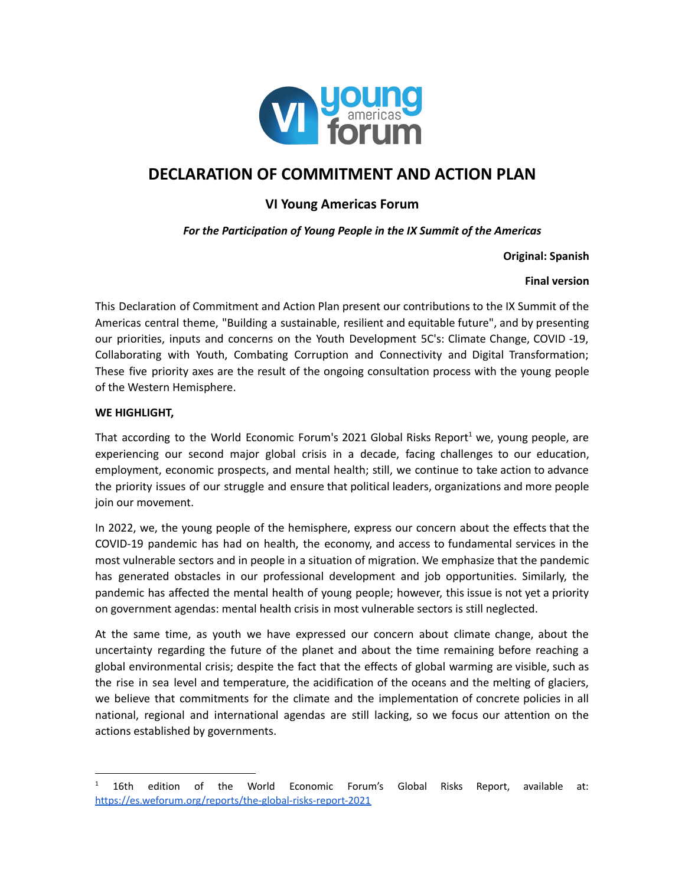# DECLARATION OF COMMITMENT AND ACTION PLAN

## VI Young Americas Forum

***For the Participation of Young People in the IX Summit of the Americas***

**Original: Spanish**

**Final version**

This Declaration of Commitment and Action Plan present our contributions to the IX Summit of the Americas central theme, "Building a sustainable, resilient and equitable future", and by presenting our priorities, inputs and concerns on the Youth Development 5C's: Climate Change, COVID -19, Collaborating with Youth, Combating Corruption and Connectivity and Digital Transformation; These five priority axes are the result of the ongoing consultation process with the young people of the Western Hemisphere.

**WE HIGHLIGHT,**

That according to the World Economic Forum's 2021 Global Risks Report[1] we, young people, are experiencing our second major global crisis in a decade, facing challenges to our education, employment, economic prospects, and mental health; still, we continue to take action to advance the priority issues of our struggle and ensure that political leaders, organizations and more people join our movement.

In 2022, we, the young people of the hemisphere, express our concern about the effects that the COVID-19 pandemic has had on health, the economy, and access to fundamental services in the most vulnerable sectors and in people in a situation of migration. We emphasize that the pandemic has generated obstacles in our professional development and job opportunities. Similarly, the pandemic has affected the mental health of young people; however, this issue is not yet a priority on government agendas: mental health crisis in most vulnerable sectors is still neglected.

At the same time, as youth we have expressed our concern about climate change, about the uncertainty regarding the future of the planet and about the time remaining before reaching a global environmental crisis; despite the fact that the effects of global warming are visible, such as the rise in sea level and temperature, the acidification of the oceans and the melting of glaciers, we believe that commitments for the climate and the implementation of concrete policies in all national, regional and international agendas are still lacking, so we focus our attention on the actions established by governments.

---

[1] 16th edition of the World Economic Forum's Global Risks Report, available at: https://es.weforum.org/reports/the-global-risks-report-2021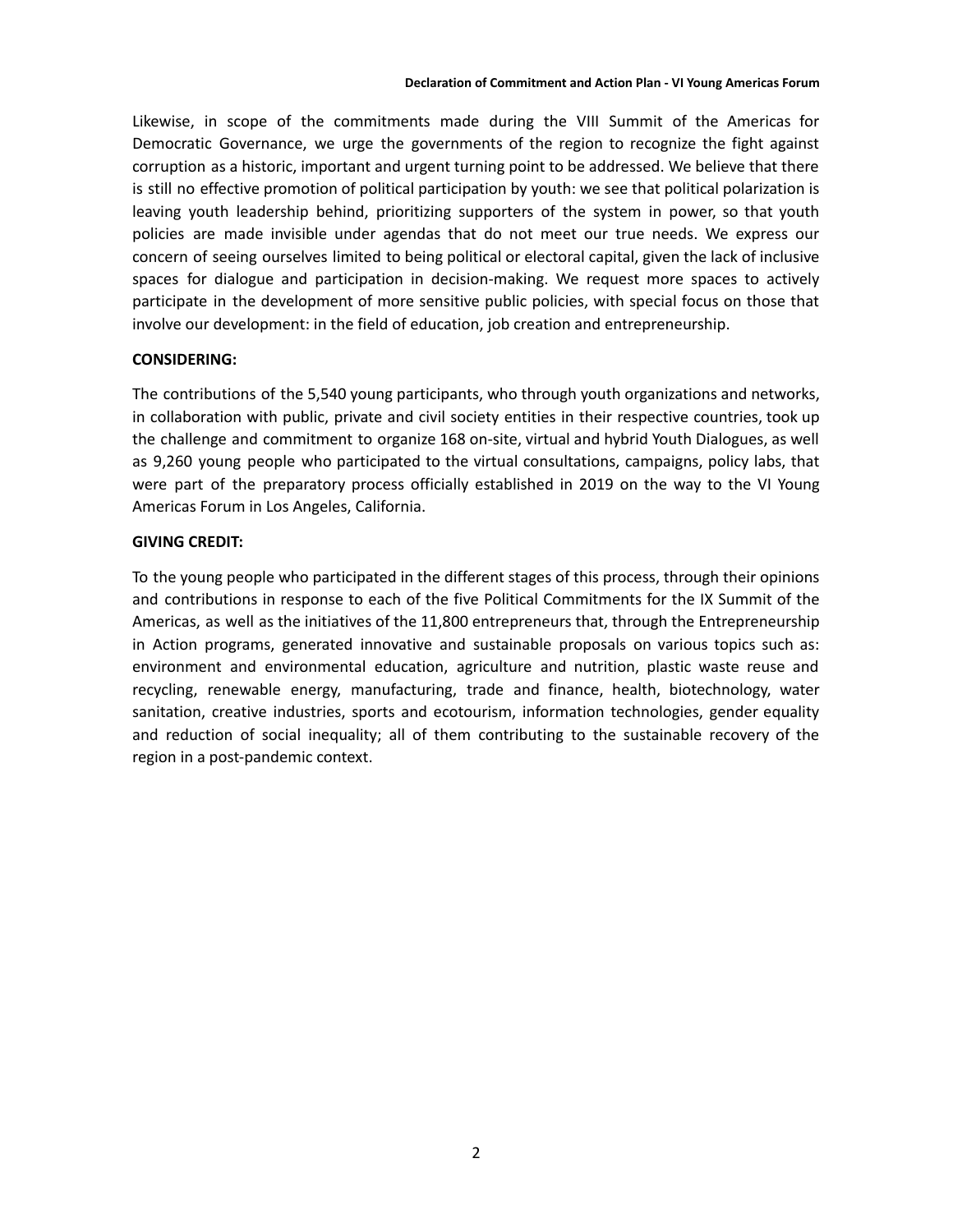Likewise, in scope of the commitments made during the VIII Summit of the Americas for Democratic Governance, we urge the governments of the region to recognize the fight against corruption as a historic, important and urgent turning point to be addressed. We believe that there is still no effective promotion of political participation by youth: we see that political polarization is leaving youth leadership behind, prioritizing supporters of the system in power, so that youth policies are made invisible under agendas that do not meet our true needs. We express our concern of seeing ourselves limited to being political or electoral capital, given the lack of inclusive spaces for dialogue and participation in decision-making. We request more spaces to actively participate in the development of more sensitive public policies, with special focus on those that involve our development: in the field of education, job creation and entrepreneurship.

**CONSIDERING:**

The contributions of the 5,540 young participants, who through youth organizations and networks, in collaboration with public, private and civil society entities in their respective countries, took up the challenge and commitment to organize 168 on-site, virtual and hybrid Youth Dialogues, as well as 9,260 young people who participated to the virtual consultations, campaigns, policy labs, that were part of the preparatory process officially established in 2019 on the way to the VI Young Americas Forum in Los Angeles, California.

**GIVING CREDIT:**

To the young people who participated in the different stages of this process, through their opinions and contributions in response to each of the five Political Commitments for the IX Summit of the Americas, as well as the initiatives of the 11,800 entrepreneurs that, through the Entrepreneurship in Action programs, generated innovative and sustainable proposals on various topics such as: environment and environmental education, agriculture and nutrition, plastic waste reuse and recycling, renewable energy, manufacturing, trade and finance, health, biotechnology, water sanitation, creative industries, sports and ecotourism, information technologies, gender equality and reduction of social inequality; all of them contributing to the sustainable recovery of the region in a post-pandemic context.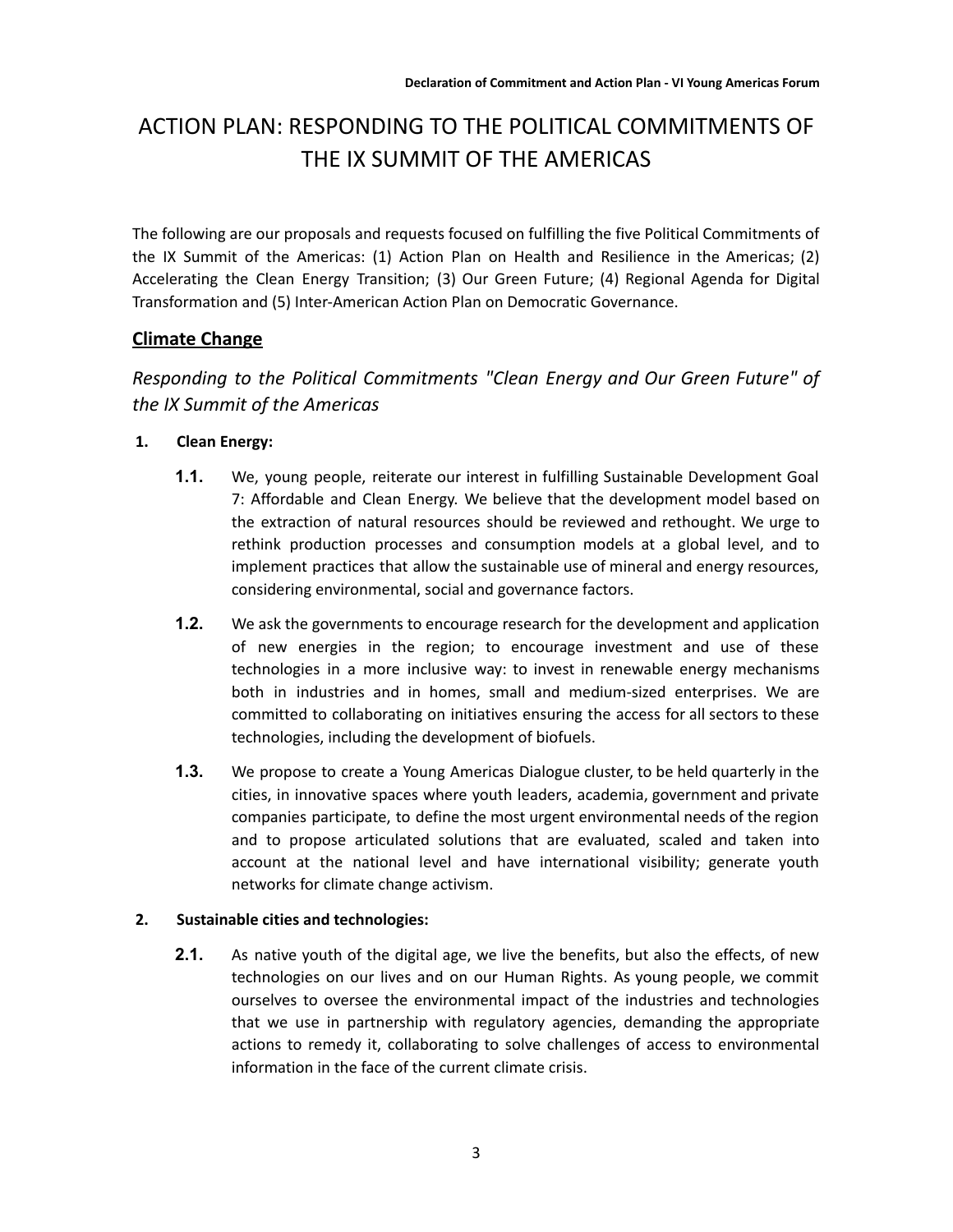# ACTION PLAN: RESPONDING TO THE POLITICAL COMMITMENTS OF THE IX SUMMIT OF THE AMERICAS

The following are our proposals and requests focused on fulfilling the five Political Commitments of the IX Summit of the Americas: (1) Action Plan on Health and Resilience in the Americas; (2) Accelerating the Clean Energy Transition; (3) Our Green Future; (4) Regional Agenda for Digital Transformation and (5) Inter-American Action Plan on Democratic Governance.

## Climate Change

### *Responding to the Political Commitments "Clean Energy and Our Green Future" of the IX Summit of the Americas*

**1. Clean Energy:**

**1.1.** We, young people, reiterate our interest in fulfilling Sustainable Development Goal 7: Affordable and Clean Energy. We believe that the development model based on the extraction of natural resources should be reviewed and rethought. We urge to rethink production processes and consumption models at a global level, and to implement practices that allow the sustainable use of mineral and energy resources, considering environmental, social and governance factors.

**1.2.** We ask the governments to encourage research for the development and application of new energies in the region; to encourage investment and use of these technologies in a more inclusive way: to invest in renewable energy mechanisms both in industries and in homes, small and medium-sized enterprises. We are committed to collaborating on initiatives ensuring the access for all sectors to these technologies, including the development of biofuels.

**1.3.** We propose to create a Young Americas Dialogue cluster, to be held quarterly in the cities, in innovative spaces where youth leaders, academia, government and private companies participate, to define the most urgent environmental needs of the region and to propose articulated solutions that are evaluated, scaled and taken into account at the national level and have international visibility; generate youth networks for climate change activism.

**2. Sustainable cities and technologies:**

**2.1.** As native youth of the digital age, we live the benefits, but also the effects, of new technologies on our lives and on our Human Rights. As young people, we commit ourselves to oversee the environmental impact of the industries and technologies that we use in partnership with regulatory agencies, demanding the appropriate actions to remedy it, collaborating to solve challenges of access to environmental information in the face of the current climate crisis.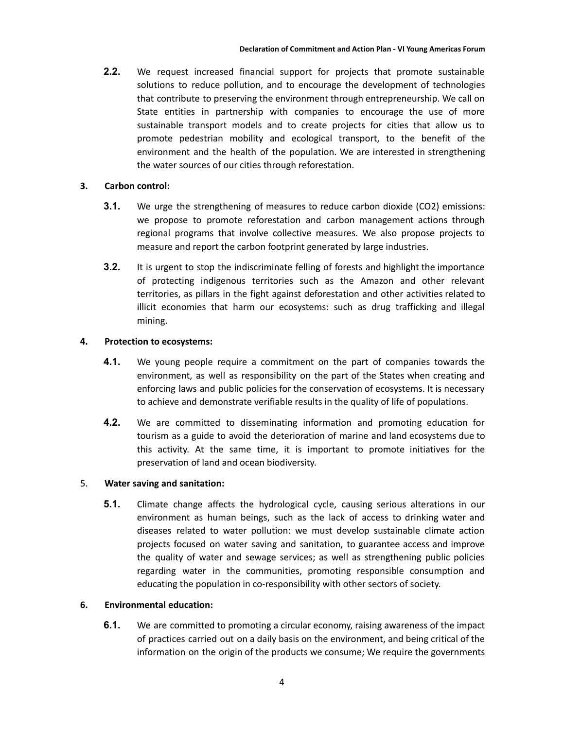**2.2.** We request increased financial support for projects that promote sustainable solutions to reduce pollution, and to encourage the development of technologies that contribute to preserving the environment through entrepreneurship. We call on State entities in partnership with companies to encourage the use of more sustainable transport models and to create projects for cities that allow us to promote pedestrian mobility and ecological transport, to the benefit of the environment and the health of the population. We are interested in strengthening the water sources of our cities through reforestation.

**3. Carbon control:**

**3.1.** We urge the strengthening of measures to reduce carbon dioxide ($CO_2$) emissions: we propose to promote reforestation and carbon management actions through regional programs that involve collective measures. We also propose projects to measure and report the carbon footprint generated by large industries.

**3.2.** It is urgent to stop the indiscriminate felling of forests and highlight the importance of protecting indigenous territories such as the Amazon and other relevant territories, as pillars in the fight against deforestation and other activities related to illicit economies that harm our ecosystems: such as drug trafficking and illegal mining.

**4. Protection to ecosystems:**

**4.1.** We young people require a commitment on the part of companies towards the environment, as well as responsibility on the part of the States when creating and enforcing laws and public policies for the conservation of ecosystems. It is necessary to achieve and demonstrate verifiable results in the quality of life of populations.

**4.2.** We are committed to disseminating information and promoting education for tourism as a guide to avoid the deterioration of marine and land ecosystems due to this activity. At the same time, it is important to promote initiatives for the preservation of land and ocean biodiversity.

5. **Water saving and sanitation:**

**5.1.** Climate change affects the hydrological cycle, causing serious alterations in our environment as human beings, such as the lack of access to drinking water and diseases related to water pollution: we must develop sustainable climate action projects focused on water saving and sanitation, to guarantee access and improve the quality of water and sewage services; as well as strengthening public policies regarding water in the communities, promoting responsible consumption and educating the population in co-responsibility with other sectors of society.

**6. Environmental education:**

**6.1.** We are committed to promoting a circular economy, raising awareness of the impact of practices carried out on a daily basis on the environment, and being critical of the information on the origin of the products we consume; We require the governments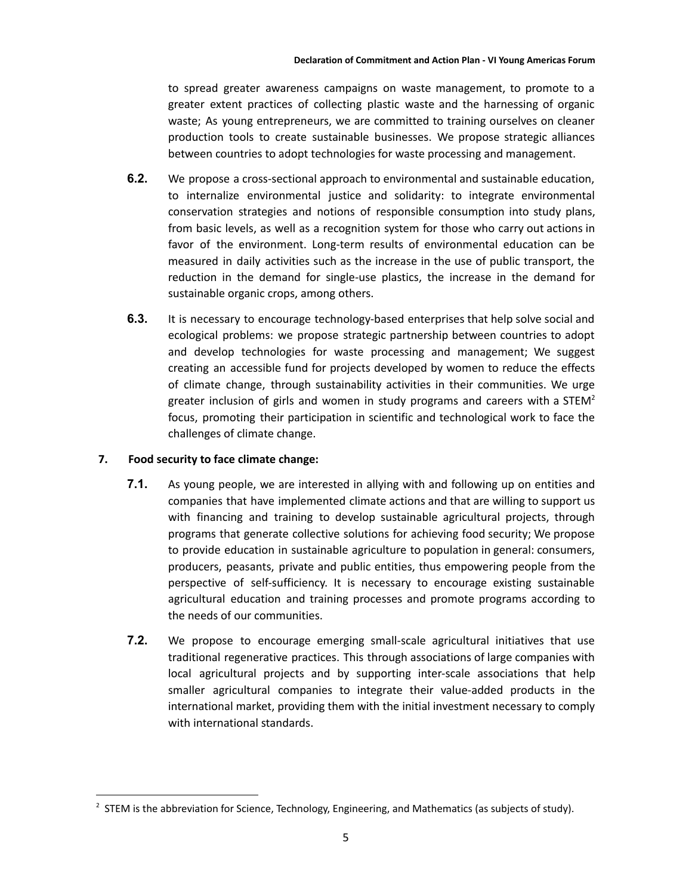to spread greater awareness campaigns on waste management, to promote to a greater extent practices of collecting plastic waste and the harnessing of organic waste; As young entrepreneurs, we are committed to training ourselves on cleaner production tools to create sustainable businesses. We propose strategic alliances between countries to adopt technologies for waste processing and management.

**6.2.** We propose a cross-sectional approach to environmental and sustainable education, to internalize environmental justice and solidarity: to integrate environmental conservation strategies and notions of responsible consumption into study plans, from basic levels, as well as a recognition system for those who carry out actions in favor of the environment. Long-term results of environmental education can be measured in daily activities such as the increase in the use of public transport, the reduction in the demand for single-use plastics, the increase in the demand for sustainable organic crops, among others.

**6.3.** It is necessary to encourage technology-based enterprises that help solve social and ecological problems: we propose strategic partnership between countries to adopt and develop technologies for waste processing and management; We suggest creating an accessible fund for projects developed by women to reduce the effects of climate change, through sustainability activities in their communities. We urge greater inclusion of girls and women in study programs and careers with a STEM[2] focus, promoting their participation in scientific and technological work to face the challenges of climate change.

**7. Food security to face climate change:**

**7.1.** As young people, we are interested in allying with and following up on entities and companies that have implemented climate actions and that are willing to support us with financing and training to develop sustainable agricultural projects, through programs that generate collective solutions for achieving food security; We propose to provide education in sustainable agriculture to population in general: consumers, producers, peasants, private and public entities, thus empowering people from the perspective of self-sufficiency. It is necessary to encourage existing sustainable agricultural education and training processes and promote programs according to the needs of our communities.

**7.2.** We propose to encourage emerging small-scale agricultural initiatives that use traditional regenerative practices. This through associations of large companies with local agricultural projects and by supporting inter-scale associations that help smaller agricultural companies to integrate their value-added products in the international market, providing them with the initial investment necessary to comply with international standards.

---

[2] STEM is the abbreviation for Science, Technology, Engineering, and Mathematics (as subjects of study).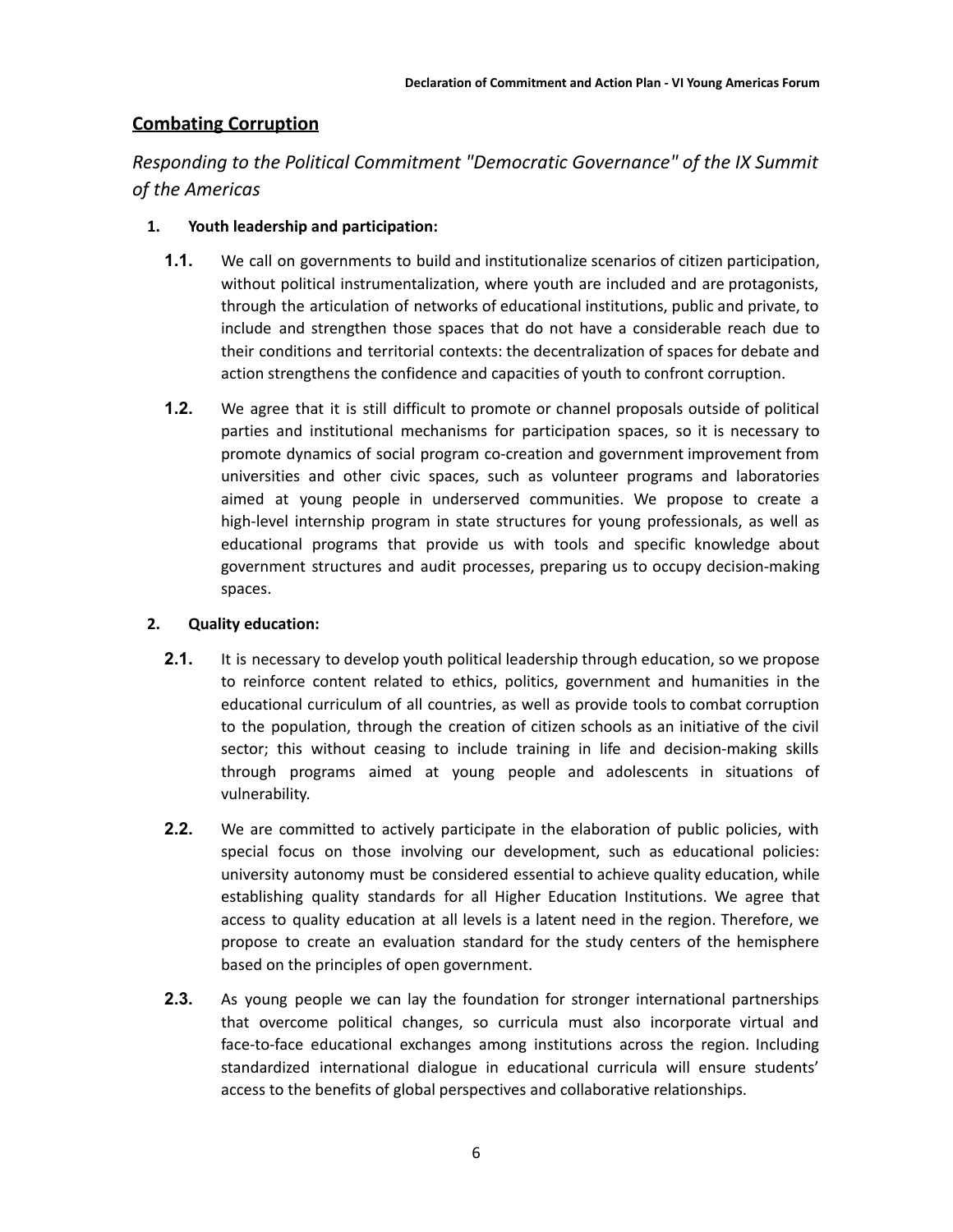## Combating Corruption

*Responding to the Political Commitment "Democratic Governance" of the IX Summit of the Americas*

1. **Youth leadership and participation:**

   **1.1.** We call on governments to build and institutionalize scenarios of citizen participation, without political instrumentalization, where youth are included and are protagonists, through the articulation of networks of educational institutions, public and private, to include and strengthen those spaces that do not have a considerable reach due to their conditions and territorial contexts: the decentralization of spaces for debate and action strengthens the confidence and capacities of youth to confront corruption.

   **1.2.** We agree that it is still difficult to promote or channel proposals outside of political parties and institutional mechanisms for participation spaces, so it is necessary to promote dynamics of social program co-creation and government improvement from universities and other civic spaces, such as volunteer programs and laboratories aimed at young people in underserved communities. We propose to create a high-level internship program in state structures for young professionals, as well as educational programs that provide us with tools and specific knowledge about government structures and audit processes, preparing us to occupy decision-making spaces.

2. **Quality education:**

   **2.1.** It is necessary to develop youth political leadership through education, so we propose to reinforce content related to ethics, politics, government and humanities in the educational curriculum of all countries, as well as provide tools to combat corruption to the population, through the creation of citizen schools as an initiative of the civil sector; this without ceasing to include training in life and decision-making skills through programs aimed at young people and adolescents in situations of vulnerability.

   **2.2.** We are committed to actively participate in the elaboration of public policies, with special focus on those involving our development, such as educational policies: university autonomy must be considered essential to achieve quality education, while establishing quality standards for all Higher Education Institutions. We agree that access to quality education at all levels is a latent need in the region. Therefore, we propose to create an evaluation standard for the study centers of the hemisphere based on the principles of open government.

   **2.3.** As young people we can lay the foundation for stronger international partnerships that overcome political changes, so curricula must also incorporate virtual and face-to-face educational exchanges among institutions across the region. Including standardized international dialogue in educational curricula will ensure students' access to the benefits of global perspectives and collaborative relationships.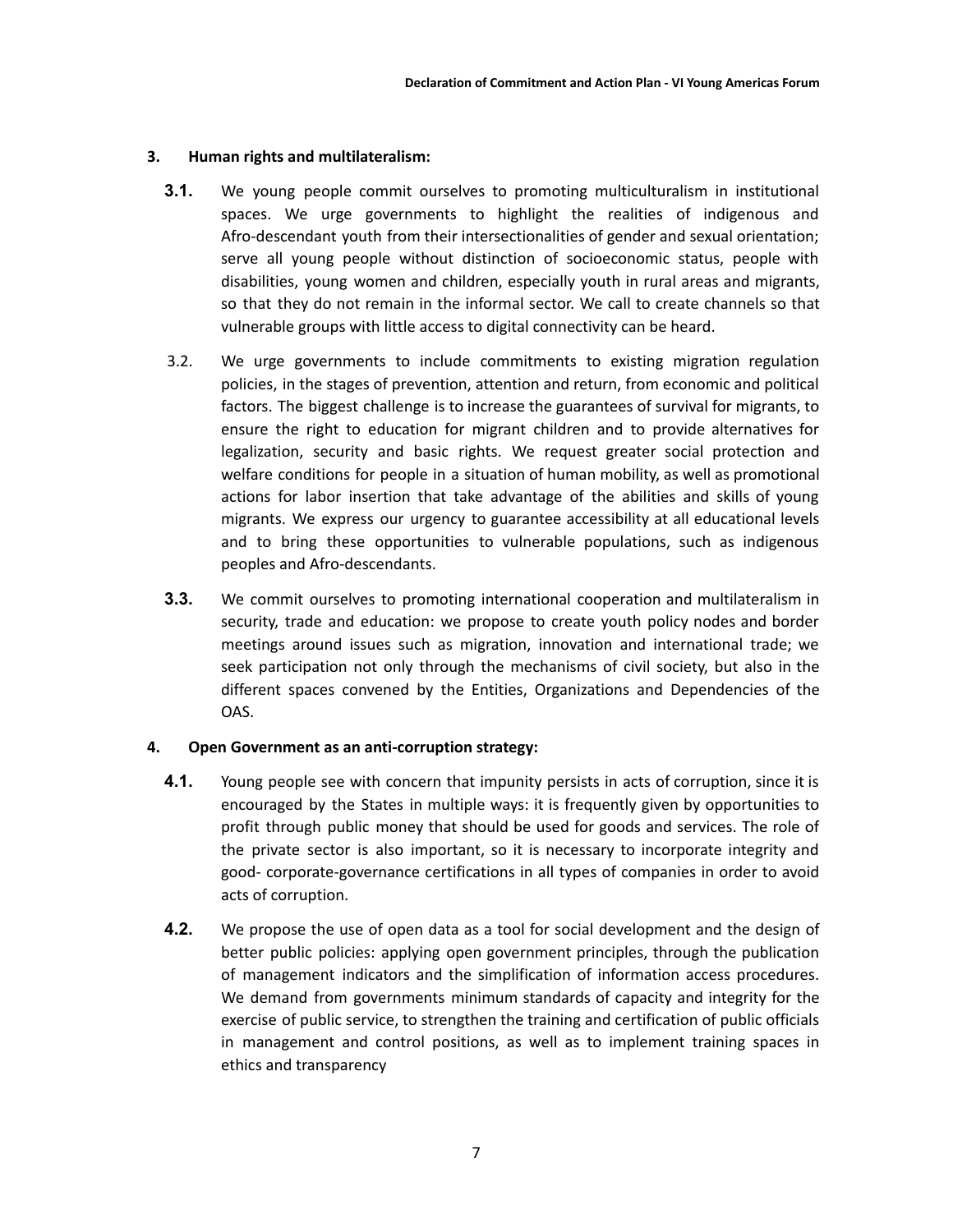**3. Human rights and multilateralism:**

**3.1.** We young people commit ourselves to promoting multiculturalism in institutional spaces. We urge governments to highlight the realities of indigenous and Afro-descendant youth from their intersectionalities of gender and sexual orientation; serve all young people without distinction of socioeconomic status, people with disabilities, young women and children, especially youth in rural areas and migrants, so that they do not remain in the informal sector. We call to create channels so that vulnerable groups with little access to digital connectivity can be heard.

3.2. We urge governments to include commitments to existing migration regulation policies, in the stages of prevention, attention and return, from economic and political factors. The biggest challenge is to increase the guarantees of survival for migrants, to ensure the right to education for migrant children and to provide alternatives for legalization, security and basic rights. We request greater social protection and welfare conditions for people in a situation of human mobility, as well as promotional actions for labor insertion that take advantage of the abilities and skills of young migrants. We express our urgency to guarantee accessibility at all educational levels and to bring these opportunities to vulnerable populations, such as indigenous peoples and Afro-descendants.

**3.3.** We commit ourselves to promoting international cooperation and multilateralism in security, trade and education: we propose to create youth policy nodes and border meetings around issues such as migration, innovation and international trade; we seek participation not only through the mechanisms of civil society, but also in the different spaces convened by the Entities, Organizations and Dependencies of the OAS.

**4. Open Government as an anti-corruption strategy:**

**4.1.** Young people see with concern that impunity persists in acts of corruption, since it is encouraged by the States in multiple ways: it is frequently given by opportunities to profit through public money that should be used for goods and services. The role of the private sector is also important, so it is necessary to incorporate integrity and good- corporate-governance certifications in all types of companies in order to avoid acts of corruption.

**4.2.** We propose the use of open data as a tool for social development and the design of better public policies: applying open government principles, through the publication of management indicators and the simplification of information access procedures. We demand from governments minimum standards of capacity and integrity for the exercise of public service, to strengthen the training and certification of public officials in management and control positions, as well as to implement training spaces in ethics and transparency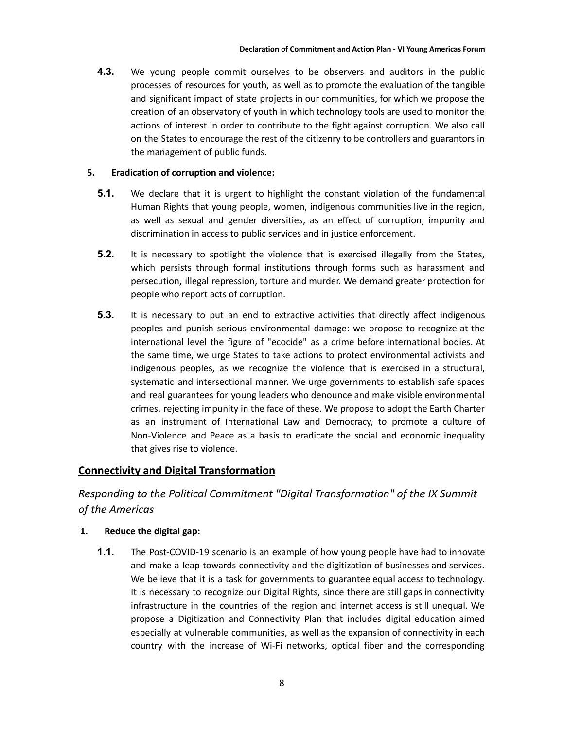**4.3.** We young people commit ourselves to be observers and auditors in the public processes of resources for youth, as well as to promote the evaluation of the tangible and significant impact of state projects in our communities, for which we propose the creation of an observatory of youth in which technology tools are used to monitor the actions of interest in order to contribute to the fight against corruption. We also call on the States to encourage the rest of the citizenry to be controllers and guarantors in the management of public funds.

**5. Eradication of corruption and violence:**

**5.1.** We declare that it is urgent to highlight the constant violation of the fundamental Human Rights that young people, women, indigenous communities live in the region, as well as sexual and gender diversities, as an effect of corruption, impunity and discrimination in access to public services and in justice enforcement.

**5.2.** It is necessary to spotlight the violence that is exercised illegally from the States, which persists through formal institutions through forms such as harassment and persecution, illegal repression, torture and murder. We demand greater protection for people who report acts of corruption.

**5.3.** It is necessary to put an end to extractive activities that directly affect indigenous peoples and punish serious environmental damage: we propose to recognize at the international level the figure of "ecocide" as a crime before international bodies. At the same time, we urge States to take actions to protect environmental activists and indigenous peoples, as we recognize the violence that is exercised in a structural, systematic and intersectional manner. We urge governments to establish safe spaces and real guarantees for young leaders who denounce and make visible environmental crimes, rejecting impunity in the face of these. We propose to adopt the Earth Charter as an instrument of International Law and Democracy, to promote a culture of Non-Violence and Peace as a basis to eradicate the social and economic inequality that gives rise to violence.

## Connectivity and Digital Transformation

### *Responding to the Political Commitment "Digital Transformation" of the IX Summit of the Americas*

**1. Reduce the digital gap:**

**1.1.** The Post-COVID-19 scenario is an example of how young people have had to innovate and make a leap towards connectivity and the digitization of businesses and services. We believe that it is a task for governments to guarantee equal access to technology. It is necessary to recognize our Digital Rights, since there are still gaps in connectivity infrastructure in the countries of the region and internet access is still unequal. We propose a Digitization and Connectivity Plan that includes digital education aimed especially at vulnerable communities, as well as the expansion of connectivity in each country with the increase of Wi-Fi networks, optical fiber and the corresponding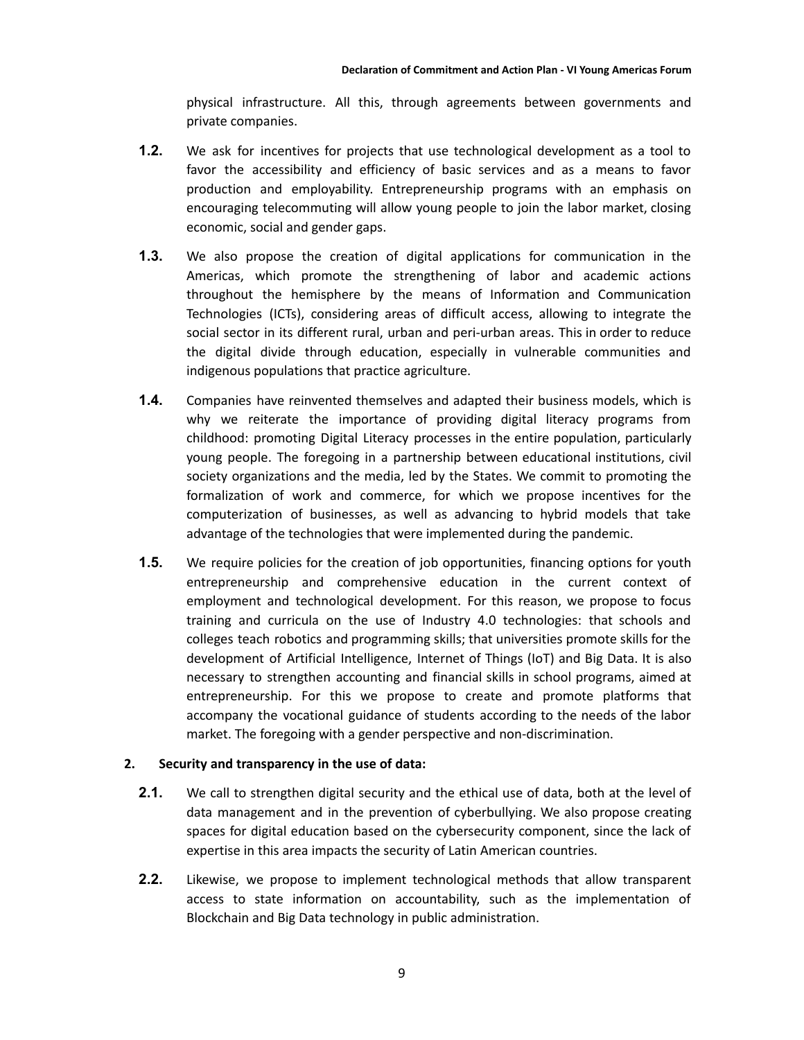physical infrastructure. All this, through agreements between governments and private companies.

**1.2.** We ask for incentives for projects that use technological development as a tool to favor the accessibility and efficiency of basic services and as a means to favor production and employability. Entrepreneurship programs with an emphasis on encouraging telecommuting will allow young people to join the labor market, closing economic, social and gender gaps.

**1.3.** We also propose the creation of digital applications for communication in the Americas, which promote the strengthening of labor and academic actions throughout the hemisphere by the means of Information and Communication Technologies (ICTs), considering areas of difficult access, allowing to integrate the social sector in its different rural, urban and peri-urban areas. This in order to reduce the digital divide through education, especially in vulnerable communities and indigenous populations that practice agriculture.

**1.4.** Companies have reinvented themselves and adapted their business models, which is why we reiterate the importance of providing digital literacy programs from childhood: promoting Digital Literacy processes in the entire population, particularly young people. The foregoing in a partnership between educational institutions, civil society organizations and the media, led by the States. We commit to promoting the formalization of work and commerce, for which we propose incentives for the computerization of businesses, as well as advancing to hybrid models that take advantage of the technologies that were implemented during the pandemic.

**1.5.** We require policies for the creation of job opportunities, financing options for youth entrepreneurship and comprehensive education in the current context of employment and technological development. For this reason, we propose to focus training and curricula on the use of Industry 4.0 technologies: that schools and colleges teach robotics and programming skills; that universities promote skills for the development of Artificial Intelligence, Internet of Things (IoT) and Big Data. It is also necessary to strengthen accounting and financial skills in school programs, aimed at entrepreneurship. For this we propose to create and promote platforms that accompany the vocational guidance of students according to the needs of the labor market. The foregoing with a gender perspective and non-discrimination.

**2. Security and transparency in the use of data:**

**2.1.** We call to strengthen digital security and the ethical use of data, both at the level of data management and in the prevention of cyberbullying. We also propose creating spaces for digital education based on the cybersecurity component, since the lack of expertise in this area impacts the security of Latin American countries.

**2.2.** Likewise, we propose to implement technological methods that allow transparent access to state information on accountability, such as the implementation of Blockchain and Big Data technology in public administration.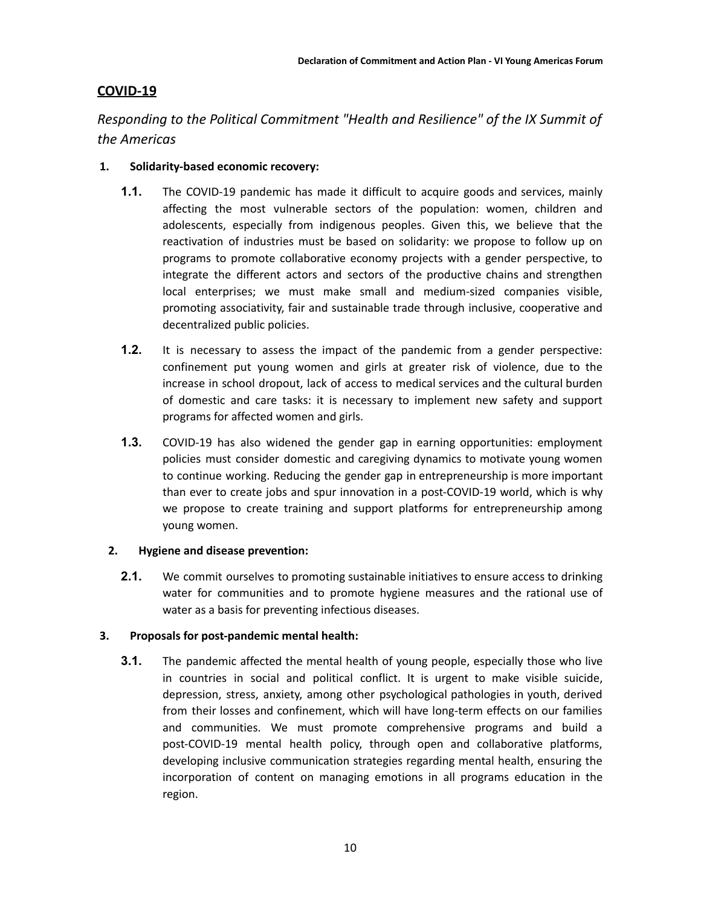## COVID-19

*Responding to the Political Commitment "Health and Resilience" of the IX Summit of the Americas*

**1. Solidarity-based economic recovery:**

**1.1.** The COVID-19 pandemic has made it difficult to acquire goods and services, mainly affecting the most vulnerable sectors of the population: women, children and adolescents, especially from indigenous peoples. Given this, we believe that the reactivation of industries must be based on solidarity: we propose to follow up on programs to promote collaborative economy projects with a gender perspective, to integrate the different actors and sectors of the productive chains and strengthen local enterprises; we must make small and medium-sized companies visible, promoting associativity, fair and sustainable trade through inclusive, cooperative and decentralized public policies.

**1.2.** It is necessary to assess the impact of the pandemic from a gender perspective: confinement put young women and girls at greater risk of violence, due to the increase in school dropout, lack of access to medical services and the cultural burden of domestic and care tasks: it is necessary to implement new safety and support programs for affected women and girls.

**1.3.** COVID-19 has also widened the gender gap in earning opportunities: employment policies must consider domestic and caregiving dynamics to motivate young women to continue working. Reducing the gender gap in entrepreneurship is more important than ever to create jobs and spur innovation in a post-COVID-19 world, which is why we propose to create training and support platforms for entrepreneurship among young women.

**2. Hygiene and disease prevention:**

**2.1.** We commit ourselves to promoting sustainable initiatives to ensure access to drinking water for communities and to promote hygiene measures and the rational use of water as a basis for preventing infectious diseases.

**3. Proposals for post-pandemic mental health:**

**3.1.** The pandemic affected the mental health of young people, especially those who live in countries in social and political conflict. It is urgent to make visible suicide, depression, stress, anxiety, among other psychological pathologies in youth, derived from their losses and confinement, which will have long-term effects on our families and communities. We must promote comprehensive programs and build a post-COVID-19 mental health policy, through open and collaborative platforms, developing inclusive communication strategies regarding mental health, ensuring the incorporation of content on managing emotions in all programs education in the region.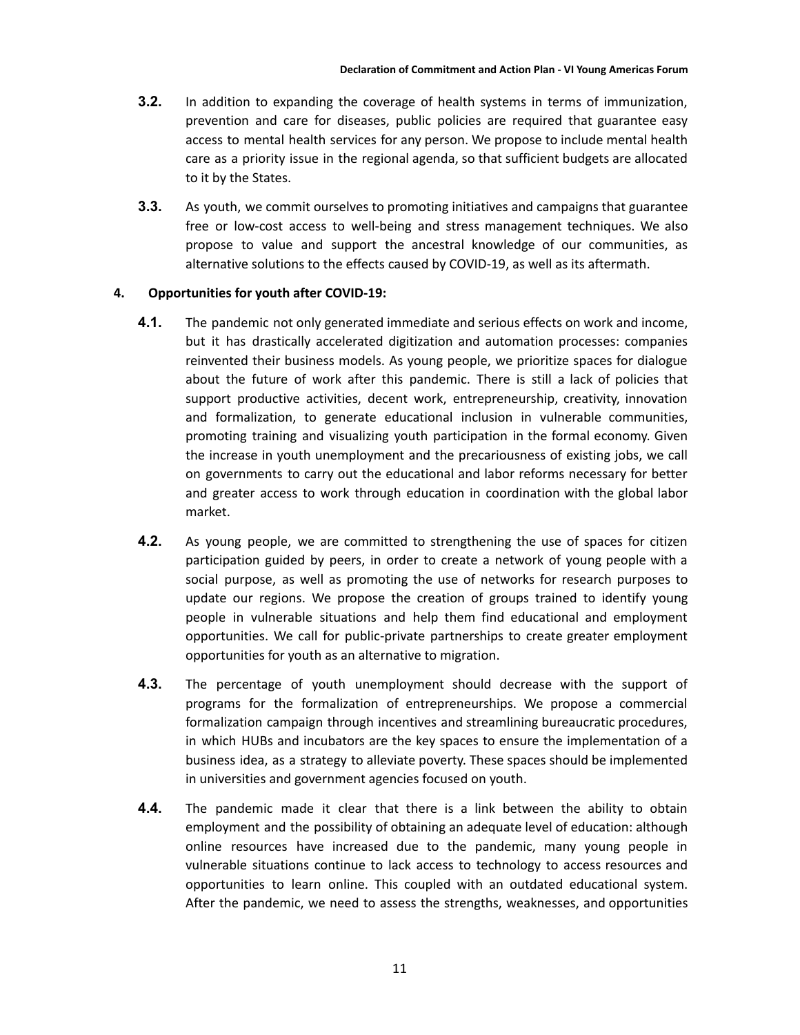**3.2.** In addition to expanding the coverage of health systems in terms of immunization, prevention and care for diseases, public policies are required that guarantee easy access to mental health services for any person. We propose to include mental health care as a priority issue in the regional agenda, so that sufficient budgets are allocated to it by the States.

**3.3.** As youth, we commit ourselves to promoting initiatives and campaigns that guarantee free or low-cost access to well-being and stress management techniques. We also propose to value and support the ancestral knowledge of our communities, as alternative solutions to the effects caused by COVID-19, as well as its aftermath.

**4. Opportunities for youth after COVID-19:**

**4.1.** The pandemic not only generated immediate and serious effects on work and income, but it has drastically accelerated digitization and automation processes: companies reinvented their business models. As young people, we prioritize spaces for dialogue about the future of work after this pandemic. There is still a lack of policies that support productive activities, decent work, entrepreneurship, creativity, innovation and formalization, to generate educational inclusion in vulnerable communities, promoting training and visualizing youth participation in the formal economy. Given the increase in youth unemployment and the precariousness of existing jobs, we call on governments to carry out the educational and labor reforms necessary for better and greater access to work through education in coordination with the global labor market.

**4.2.** As young people, we are committed to strengthening the use of spaces for citizen participation guided by peers, in order to create a network of young people with a social purpose, as well as promoting the use of networks for research purposes to update our regions. We propose the creation of groups trained to identify young people in vulnerable situations and help them find educational and employment opportunities. We call for public-private partnerships to create greater employment opportunities for youth as an alternative to migration.

**4.3.** The percentage of youth unemployment should decrease with the support of programs for the formalization of entrepreneurships. We propose a commercial formalization campaign through incentives and streamlining bureaucratic procedures, in which HUBs and incubators are the key spaces to ensure the implementation of a business idea, as a strategy to alleviate poverty. These spaces should be implemented in universities and government agencies focused on youth.

**4.4.** The pandemic made it clear that there is a link between the ability to obtain employment and the possibility of obtaining an adequate level of education: although online resources have increased due to the pandemic, many young people in vulnerable situations continue to lack access to technology to access resources and opportunities to learn online. This coupled with an outdated educational system. After the pandemic, we need to assess the strengths, weaknesses, and opportunities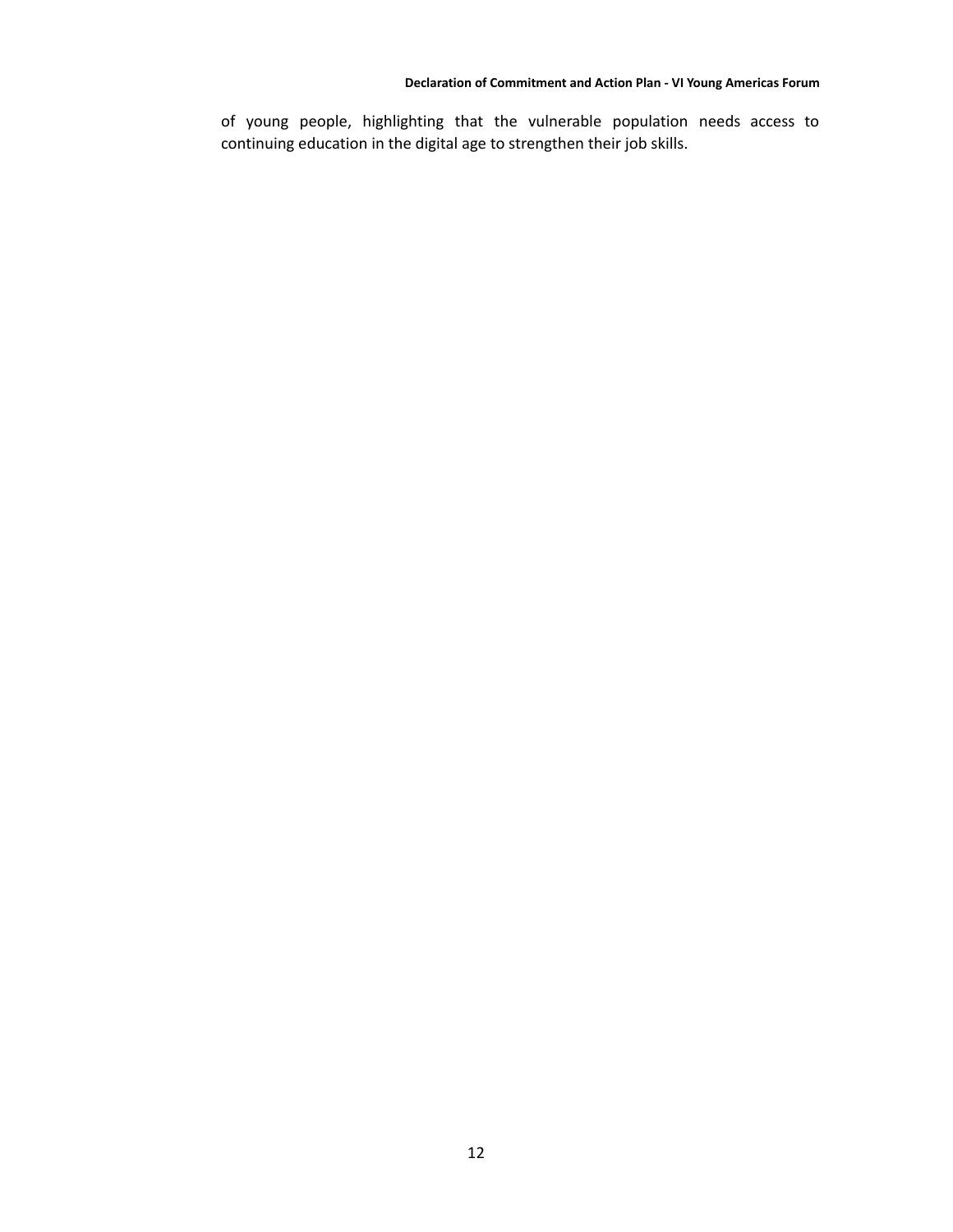of young people, highlighting that the vulnerable population needs access to continuing education in the digital age to strengthen their job skills.